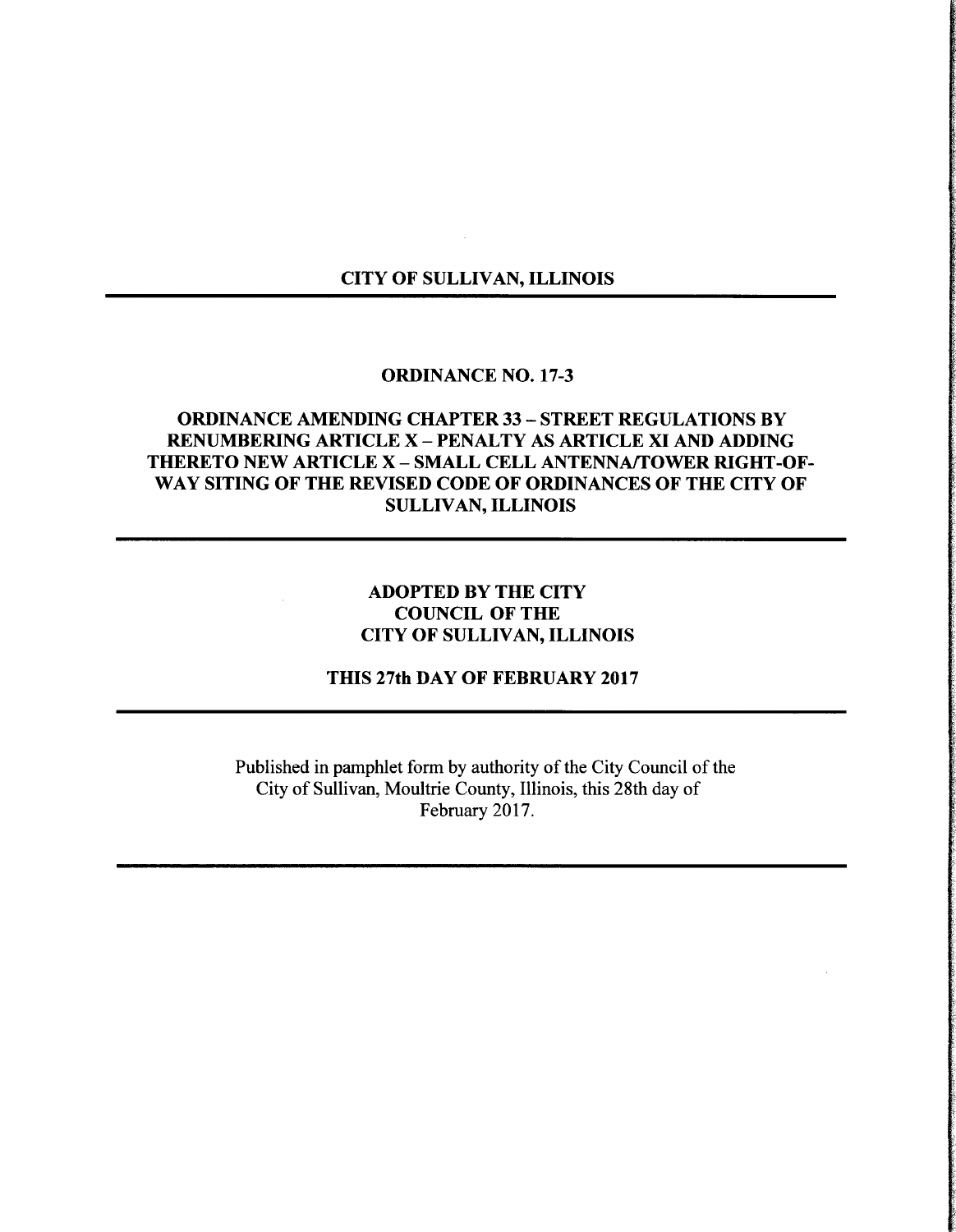# CITY OF SULLIVAN, ILLINOIS

---

## ORDINANCE NO. 17-3

## ORDINANCE AMENDING CHAPTER 33 – STREET REGULATIONS BY RENUMBERING ARTICLE X – PENALTY AS ARTICLE XI AND ADDING THERETO NEW ARTICLE X – SMALL CELL ANTENNA/TOWER RIGHT-OF-WAY SITING OF THE REVISED CODE OF ORDINANCES OF THE CITY OF SULLIVAN, ILLINOIS

---

**ADOPTED BY THE CITY COUNCIL OF THE CITY OF SULLIVAN, ILLINOIS**

**THIS 27th DAY OF FEBRUARY 2017**

---

Published in pamphlet form by authority of the City Council of the City of Sullivan, Moultrie County, Illinois, this 28th day of February 2017.

---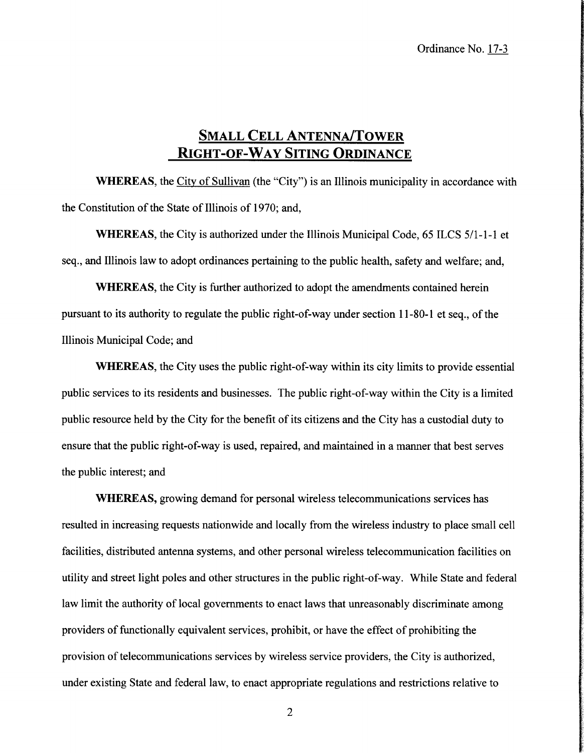Ordinance No. 17-3

# SMALL CELL ANTENNA/TOWER RIGHT-OF-WAY SITING ORDINANCE

**WHEREAS**, the City of Sullivan (the "City") is an Illinois municipality in accordance with the Constitution of the State of Illinois of 1970; and,

**WHEREAS**, the City is authorized under the Illinois Municipal Code, 65 ILCS 5/1-1-1 et seq., and Illinois law to adopt ordinances pertaining to the public health, safety and welfare; and,

**WHEREAS**, the City is further authorized to adopt the amendments contained herein pursuant to its authority to regulate the public right-of-way under section 11-80-1 et seq., of the Illinois Municipal Code; and

**WHEREAS**, the City uses the public right-of-way within its city limits to provide essential public services to its residents and businesses. The public right-of-way within the City is a limited public resource held by the City for the benefit of its citizens and the City has a custodial duty to ensure that the public right-of-way is used, repaired, and maintained in a manner that best serves the public interest; and

**WHEREAS,** growing demand for personal wireless telecommunications services has resulted in increasing requests nationwide and locally from the wireless industry to place small cell facilities, distributed antenna systems, and other personal wireless telecommunication facilities on utility and street light poles and other structures in the public right-of-way. While State and federal law limit the authority of local governments to enact laws that unreasonably discriminate among providers of functionally equivalent services, prohibit, or have the effect of prohibiting the provision of telecommunications services by wireless service providers, the City is authorized, under existing State and federal law, to enact appropriate regulations and restrictions relative to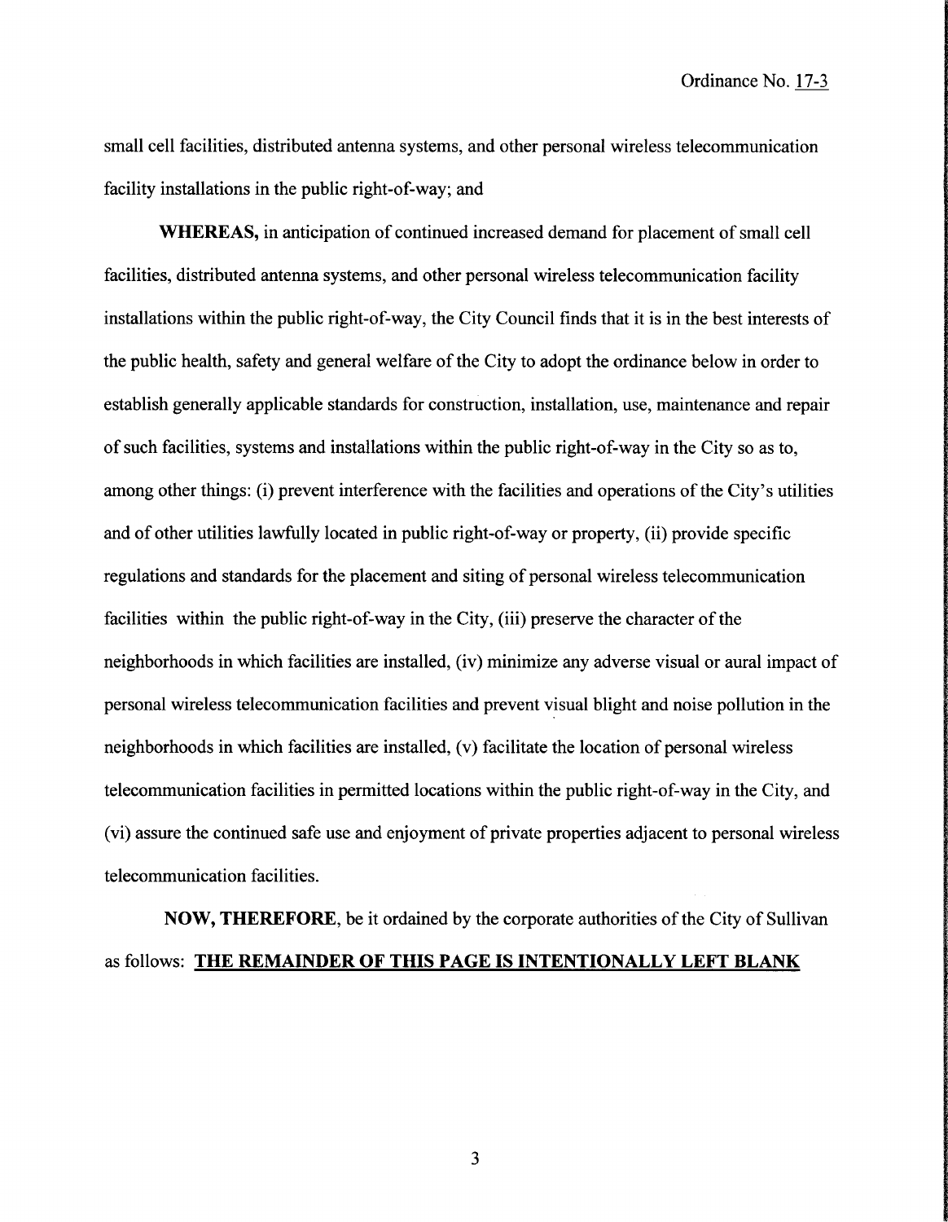small cell facilities, distributed antenna systems, and other personal wireless telecommunication facility installations in the public right-of-way; and

**WHEREAS,** in anticipation of continued increased demand for placement of small cell facilities, distributed antenna systems, and other personal wireless telecommunication facility installations within the public right-of-way, the City Council finds that it is in the best interests of the public health, safety and general welfare of the City to adopt the ordinance below in order to establish generally applicable standards for construction, installation, use, maintenance and repair of such facilities, systems and installations within the public right-of-way in the City so as to, among other things: (i) prevent interference with the facilities and operations of the City's utilities and of other utilities lawfully located in public right-of-way or property, (ii) provide specific regulations and standards for the placement and siting of personal wireless telecommunication facilities within the public right-of-way in the City, (iii) preserve the character of the neighborhoods in which facilities are installed, (iv) minimize any adverse visual or aural impact of personal wireless telecommunication facilities and prevent visual blight and noise pollution in the neighborhoods in which facilities are installed, (v) facilitate the location of personal wireless telecommunication facilities in permitted locations within the public right-of-way in the City, and (vi) assure the continued safe use and enjoyment of private properties adjacent to personal wireless telecommunication facilities.

**NOW, THEREFORE,** be it ordained by the corporate authorities of the City of Sullivan as follows: **THE REMAINDER OF THIS PAGE IS INTENTIONALLY LEFT BLANK**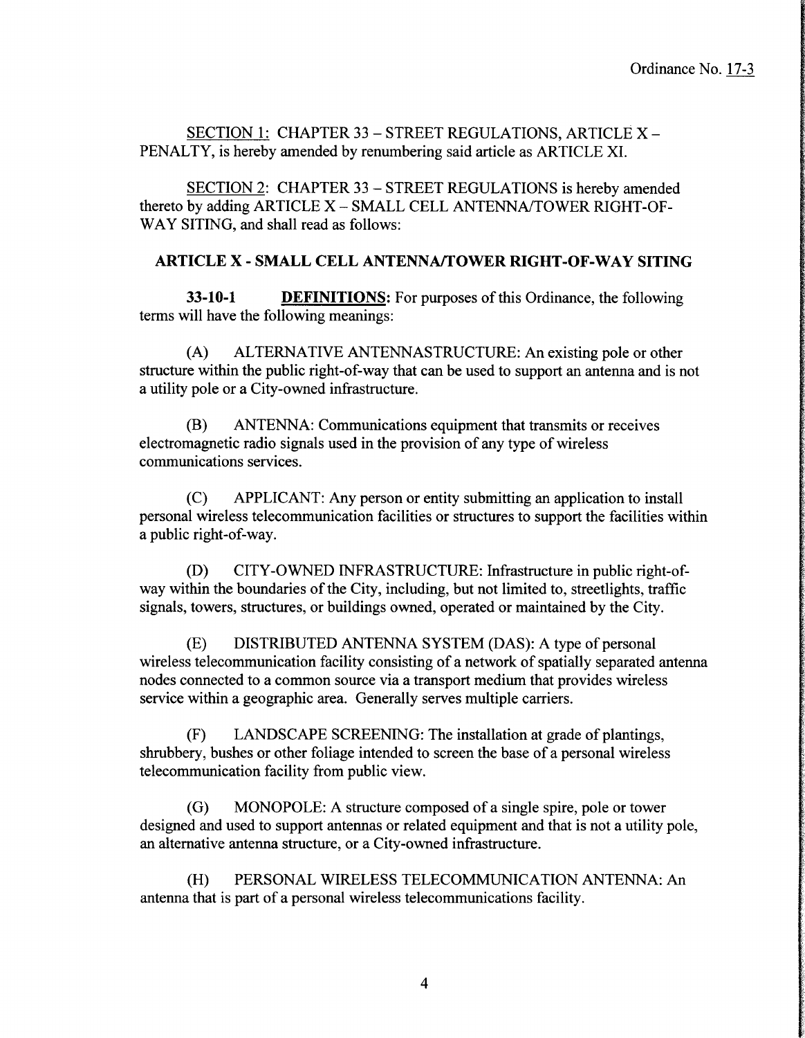SECTION 1: CHAPTER 33 – STREET REGULATIONS, ARTICLE X – PENALTY, is hereby amended by renumbering said article as ARTICLE XI.

SECTION 2: CHAPTER 33 – STREET REGULATIONS is hereby amended thereto by adding ARTICLE X – SMALL CELL ANTENNA/TOWER RIGHT-OF-WAY SITING, and shall read as follows:

## ARTICLE X - SMALL CELL ANTENNA/TOWER RIGHT-OF-WAY SITING

**33-10-1** **DEFINITIONS:** For purposes of this Ordinance, the following terms will have the following meanings:

(A) ALTERNATIVE ANTENNASTRUCTURE: An existing pole or other structure within the public right-of-way that can be used to support an antenna and is not a utility pole or a City-owned infrastructure.

(B) ANTENNA: Communications equipment that transmits or receives electromagnetic radio signals used in the provision of any type of wireless communications services.

(C) APPLICANT: Any person or entity submitting an application to install personal wireless telecommunication facilities or structures to support the facilities within a public right-of-way.

(D) CITY-OWNED INFRASTRUCTURE: Infrastructure in public right-of-way within the boundaries of the City, including, but not limited to, streetlights, traffic signals, towers, structures, or buildings owned, operated or maintained by the City.

(E) DISTRIBUTED ANTENNA SYSTEM (DAS): A type of personal wireless telecommunication facility consisting of a network of spatially separated antenna nodes connected to a common source via a transport medium that provides wireless service within a geographic area. Generally serves multiple carriers.

(F) LANDSCAPE SCREENING: The installation at grade of plantings, shrubbery, bushes or other foliage intended to screen the base of a personal wireless telecommunication facility from public view.

(G) MONOPOLE: A structure composed of a single spire, pole or tower designed and used to support antennas or related equipment and that is not a utility pole, an alternative antenna structure, or a City-owned infrastructure.

(H) PERSONAL WIRELESS TELECOMMUNICATION ANTENNA: An antenna that is part of a personal wireless telecommunications facility.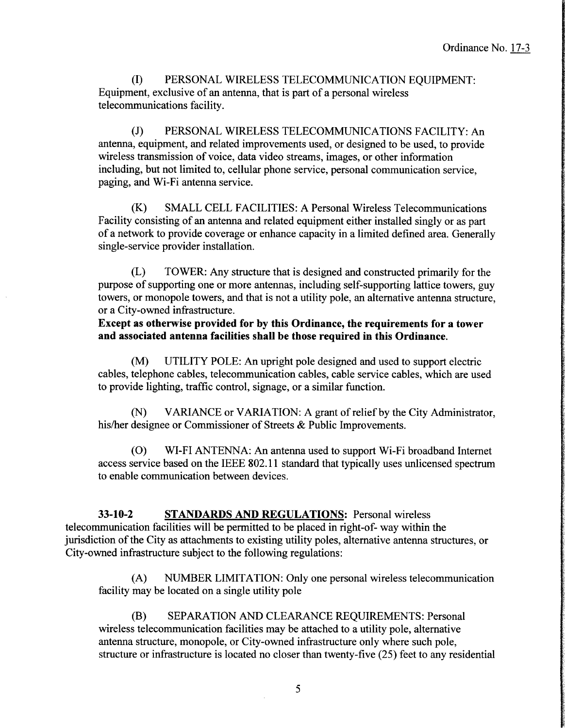(I) PERSONAL WIRELESS TELECOMMUNICATION EQUIPMENT: Equipment, exclusive of an antenna, that is part of a personal wireless telecommunications facility.

(J) PERSONAL WIRELESS TELECOMMUNICATIONS FACILITY: An antenna, equipment, and related improvements used, or designed to be used, to provide wireless transmission of voice, data video streams, images, or other information including, but not limited to, cellular phone service, personal communication service, paging, and Wi-Fi antenna service.

(K) SMALL CELL FACILITIES: A Personal Wireless Telecommunications Facility consisting of an antenna and related equipment either installed singly or as part of a network to provide coverage or enhance capacity in a limited defined area. Generally single-service provider installation.

(L) TOWER: Any structure that is designed and constructed primarily for the purpose of supporting one or more antennas, including self-supporting lattice towers, guy towers, or monopole towers, and that is not a utility pole, an alternative antenna structure, or a City-owned infrastructure.

**Except as otherwise provided for by this Ordinance, the requirements for a tower and associated antenna facilities shall be those required in this Ordinance.**

(M) UTILITY POLE: An upright pole designed and used to support electric cables, telephone cables, telecommunication cables, cable service cables, which are used to provide lighting, traffic control, signage, or a similar function.

(N) VARIANCE or VARIATION: A grant of relief by the City Administrator, his/her designee or Commissioner of Streets & Public Improvements.

(O) WI-FI ANTENNA: An antenna used to support Wi-Fi broadband Internet access service based on the IEEE 802.11 standard that typically uses unlicensed spectrum to enable communication between devices.

**33-10-2** **STANDARDS AND REGULATIONS:** Personal wireless telecommunication facilities will be permitted to be placed in right-of- way within the jurisdiction of the City as attachments to existing utility poles, alternative antenna structures, or City-owned infrastructure subject to the following regulations:

(A) NUMBER LIMITATION: Only one personal wireless telecommunication facility may be located on a single utility pole

(B) SEPARATION AND CLEARANCE REQUIREMENTS: Personal wireless telecommunication facilities may be attached to a utility pole, alternative antenna structure, monopole, or City-owned infrastructure only where such pole, structure or infrastructure is located no closer than twenty-five (25) feet to any residential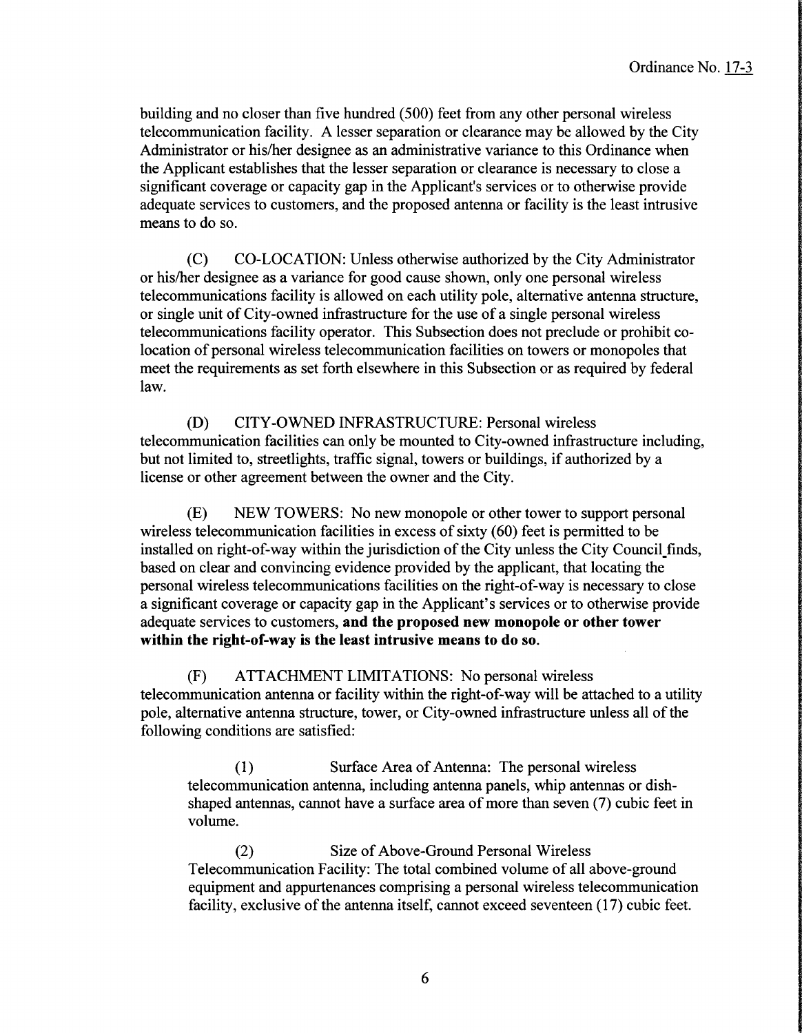building and no closer than five hundred (500) feet from any other personal wireless telecommunication facility. A lesser separation or clearance may be allowed by the City Administrator or his/her designee as an administrative variance to this Ordinance when the Applicant establishes that the lesser separation or clearance is necessary to close a significant coverage or capacity gap in the Applicant's services or to otherwise provide adequate services to customers, and the proposed antenna or facility is the least intrusive means to do so.

(C) CO-LOCATION: Unless otherwise authorized by the City Administrator or his/her designee as a variance for good cause shown, only one personal wireless telecommunications facility is allowed on each utility pole, alternative antenna structure, or single unit of City-owned infrastructure for the use of a single personal wireless telecommunications facility operator. This Subsection does not preclude or prohibit co-location of personal wireless telecommunication facilities on towers or monopoles that meet the requirements as set forth elsewhere in this Subsection or as required by federal law.

(D) CITY-OWNED INFRASTRUCTURE: Personal wireless telecommunication facilities can only be mounted to City-owned infrastructure including, but not limited to, streetlights, traffic signal, towers or buildings, if authorized by a license or other agreement between the owner and the City.

(E) NEW TOWERS: No new monopole or other tower to support personal wireless telecommunication facilities in excess of sixty (60) feet is permitted to be installed on right-of-way within the jurisdiction of the City unless the City Council finds, based on clear and convincing evidence provided by the applicant, that locating the personal wireless telecommunications facilities on the right-of-way is necessary to close a significant coverage or capacity gap in the Applicant's services or to otherwise provide adequate services to customers, **and the proposed new monopole or other tower within the right-of-way is the least intrusive means to do so.**

(F) ATTACHMENT LIMITATIONS: No personal wireless telecommunication antenna or facility within the right-of-way will be attached to a utility pole, alternative antenna structure, tower, or City-owned infrastructure unless all of the following conditions are satisfied:

(1) Surface Area of Antenna: The personal wireless telecommunication antenna, including antenna panels, whip antennas or dish-shaped antennas, cannot have a surface area of more than seven (7) cubic feet in volume.

(2) Size of Above-Ground Personal Wireless Telecommunication Facility: The total combined volume of all above-ground equipment and appurtenances comprising a personal wireless telecommunication facility, exclusive of the antenna itself, cannot exceed seventeen (17) cubic feet.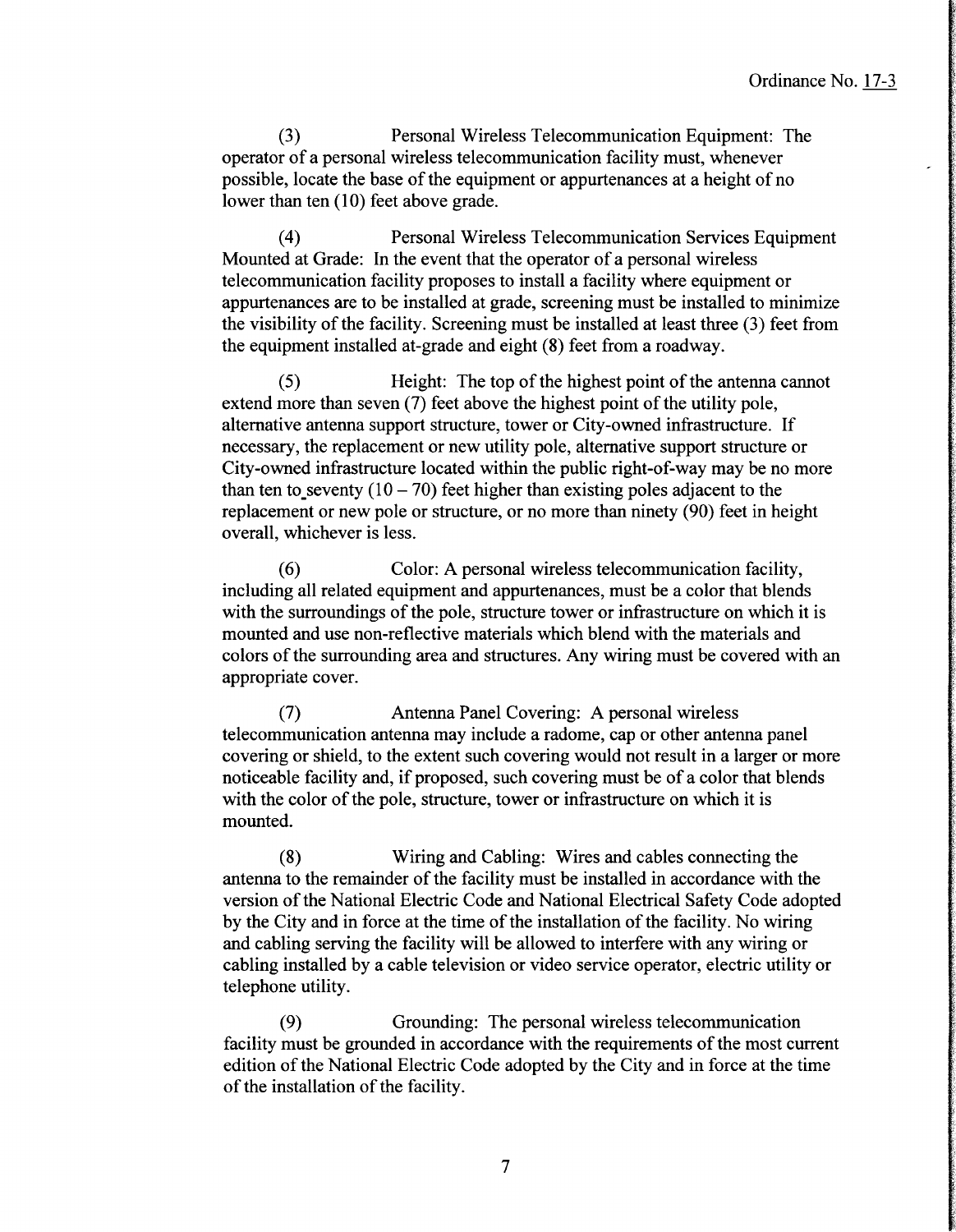(3) Personal Wireless Telecommunication Equipment: The operator of a personal wireless telecommunication facility must, whenever possible, locate the base of the equipment or appurtenances at a height of no lower than ten (10) feet above grade.

(4) Personal Wireless Telecommunication Services Equipment Mounted at Grade: In the event that the operator of a personal wireless telecommunication facility proposes to install a facility where equipment or appurtenances are to be installed at grade, screening must be installed to minimize the visibility of the facility. Screening must be installed at least three (3) feet from the equipment installed at-grade and eight (8) feet from a roadway.

(5) Height: The top of the highest point of the antenna cannot extend more than seven (7) feet above the highest point of the utility pole, alternative antenna support structure, tower or City-owned infrastructure. If necessary, the replacement or new utility pole, alternative support structure or City-owned infrastructure located within the public right-of-way may be no more than ten to seventy (10 – 70) feet higher than existing poles adjacent to the replacement or new pole or structure, or no more than ninety (90) feet in height overall, whichever is less.

(6) Color: A personal wireless telecommunication facility, including all related equipment and appurtenances, must be a color that blends with the surroundings of the pole, structure tower or infrastructure on which it is mounted and use non-reflective materials which blend with the materials and colors of the surrounding area and structures. Any wiring must be covered with an appropriate cover.

(7) Antenna Panel Covering: A personal wireless telecommunication antenna may include a radome, cap or other antenna panel covering or shield, to the extent such covering would not result in a larger or more noticeable facility and, if proposed, such covering must be of a color that blends with the color of the pole, structure, tower or infrastructure on which it is mounted.

(8) Wiring and Cabling: Wires and cables connecting the antenna to the remainder of the facility must be installed in accordance with the version of the National Electric Code and National Electrical Safety Code adopted by the City and in force at the time of the installation of the facility. No wiring and cabling serving the facility will be allowed to interfere with any wiring or cabling installed by a cable television or video service operator, electric utility or telephone utility.

(9) Grounding: The personal wireless telecommunication facility must be grounded in accordance with the requirements of the most current edition of the National Electric Code adopted by the City and in force at the time of the installation of the facility.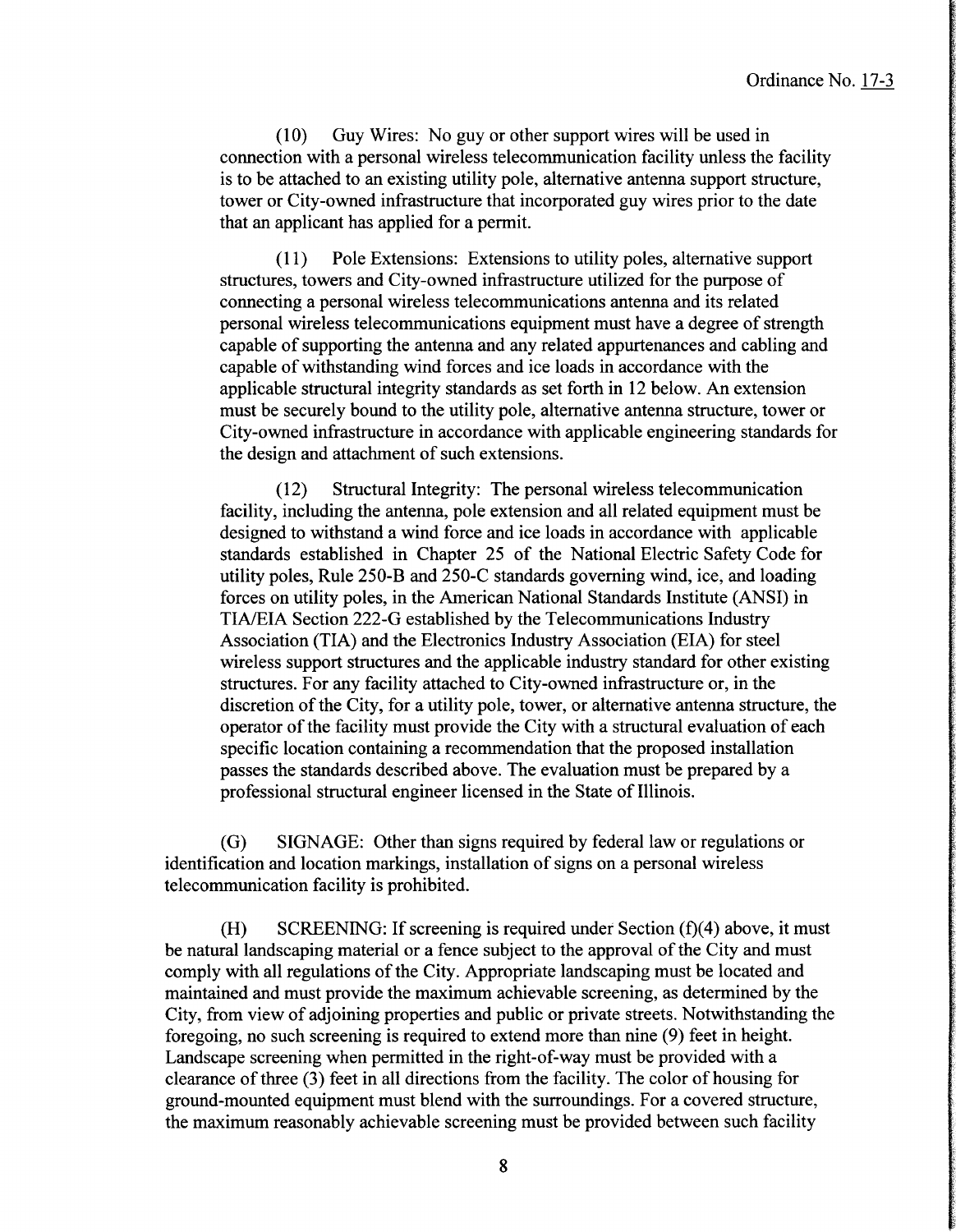(10) Guy Wires: No guy or other support wires will be used in connection with a personal wireless telecommunication facility unless the facility is to be attached to an existing utility pole, alternative antenna support structure, tower or City-owned infrastructure that incorporated guy wires prior to the date that an applicant has applied for a permit.

(11) Pole Extensions: Extensions to utility poles, alternative support structures, towers and City-owned infrastructure utilized for the purpose of connecting a personal wireless telecommunications antenna and its related personal wireless telecommunications equipment must have a degree of strength capable of supporting the antenna and any related appurtenances and cabling and capable of withstanding wind forces and ice loads in accordance with the applicable structural integrity standards as set forth in 12 below. An extension must be securely bound to the utility pole, alternative antenna structure, tower or City-owned infrastructure in accordance with applicable engineering standards for the design and attachment of such extensions.

(12) Structural Integrity: The personal wireless telecommunication facility, including the antenna, pole extension and all related equipment must be designed to withstand a wind force and ice loads in accordance with applicable standards established in Chapter 25 of the National Electric Safety Code for utility poles, Rule 250-B and 250-C standards governing wind, ice, and loading forces on utility poles, in the American National Standards Institute (ANSI) in TIA/EIA Section 222-G established by the Telecommunications Industry Association (TIA) and the Electronics Industry Association (EIA) for steel wireless support structures and the applicable industry standard for other existing structures. For any facility attached to City-owned infrastructure or, in the discretion of the City, for a utility pole, tower, or alternative antenna structure, the operator of the facility must provide the City with a structural evaluation of each specific location containing a recommendation that the proposed installation passes the standards described above. The evaluation must be prepared by a professional structural engineer licensed in the State of Illinois.

(G) SIGNAGE: Other than signs required by federal law or regulations or identification and location markings, installation of signs on a personal wireless telecommunication facility is prohibited.

(H) SCREENING: If screening is required under Section (f)(4) above, it must be natural landscaping material or a fence subject to the approval of the City and must comply with all regulations of the City. Appropriate landscaping must be located and maintained and must provide the maximum achievable screening, as determined by the City, from view of adjoining properties and public or private streets. Notwithstanding the foregoing, no such screening is required to extend more than nine (9) feet in height. Landscape screening when permitted in the right-of-way must be provided with a clearance of three (3) feet in all directions from the facility. The color of housing for ground-mounted equipment must blend with the surroundings. For a covered structure, the maximum reasonably achievable screening must be provided between such facility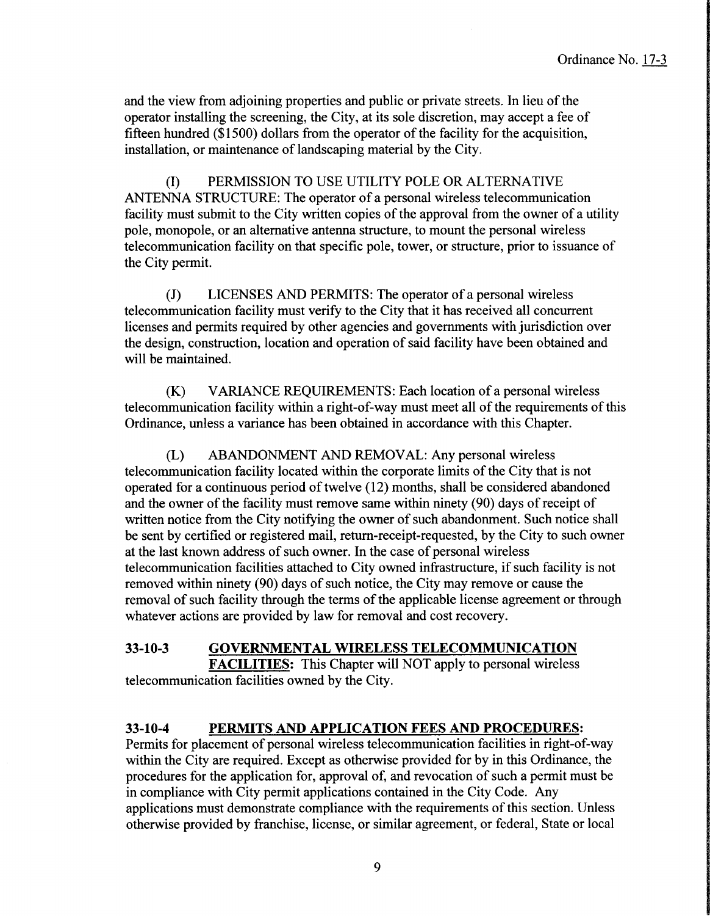and the view from adjoining properties and public or private streets. In lieu of the operator installing the screening, the City, at its sole discretion, may accept a fee of fifteen hundred ($1500) dollars from the operator of the facility for the acquisition, installation, or maintenance of landscaping material by the City.

(I) PERMISSION TO USE UTILITY POLE OR ALTERNATIVE ANTENNA STRUCTURE: The operator of a personal wireless telecommunication facility must submit to the City written copies of the approval from the owner of a utility pole, monopole, or an alternative antenna structure, to mount the personal wireless telecommunication facility on that specific pole, tower, or structure, prior to issuance of the City permit.

(J) LICENSES AND PERMITS: The operator of a personal wireless telecommunication facility must verify to the City that it has received all concurrent licenses and permits required by other agencies and governments with jurisdiction over the design, construction, location and operation of said facility have been obtained and will be maintained.

(K) VARIANCE REQUIREMENTS: Each location of a personal wireless telecommunication facility within a right-of-way must meet all of the requirements of this Ordinance, unless a variance has been obtained in accordance with this Chapter.

(L) ABANDONMENT AND REMOVAL: Any personal wireless telecommunication facility located within the corporate limits of the City that is not operated for a continuous period of twelve (12) months, shall be considered abandoned and the owner of the facility must remove same within ninety (90) days of receipt of written notice from the City notifying the owner of such abandonment. Such notice shall be sent by certified or registered mail, return-receipt-requested, by the City to such owner at the last known address of such owner. In the case of personal wireless telecommunication facilities attached to City owned infrastructure, if such facility is not removed within ninety (90) days of such notice, the City may remove or cause the removal of such facility through the terms of the applicable license agreement or through whatever actions are provided by law for removal and cost recovery.

**33-10-3 GOVERNMENTAL WIRELESS TELECOMMUNICATION FACILITIES:** This Chapter will NOT apply to personal wireless telecommunication facilities owned by the City.

**33-10-4 PERMITS AND APPLICATION FEES AND PROCEDURES:** Permits for placement of personal wireless telecommunication facilities in right-of-way within the City are required. Except as otherwise provided for by in this Ordinance, the procedures for the application for, approval of, and revocation of such a permit must be in compliance with City permit applications contained in the City Code. Any applications must demonstrate compliance with the requirements of this section. Unless otherwise provided by franchise, license, or similar agreement, or federal, State or local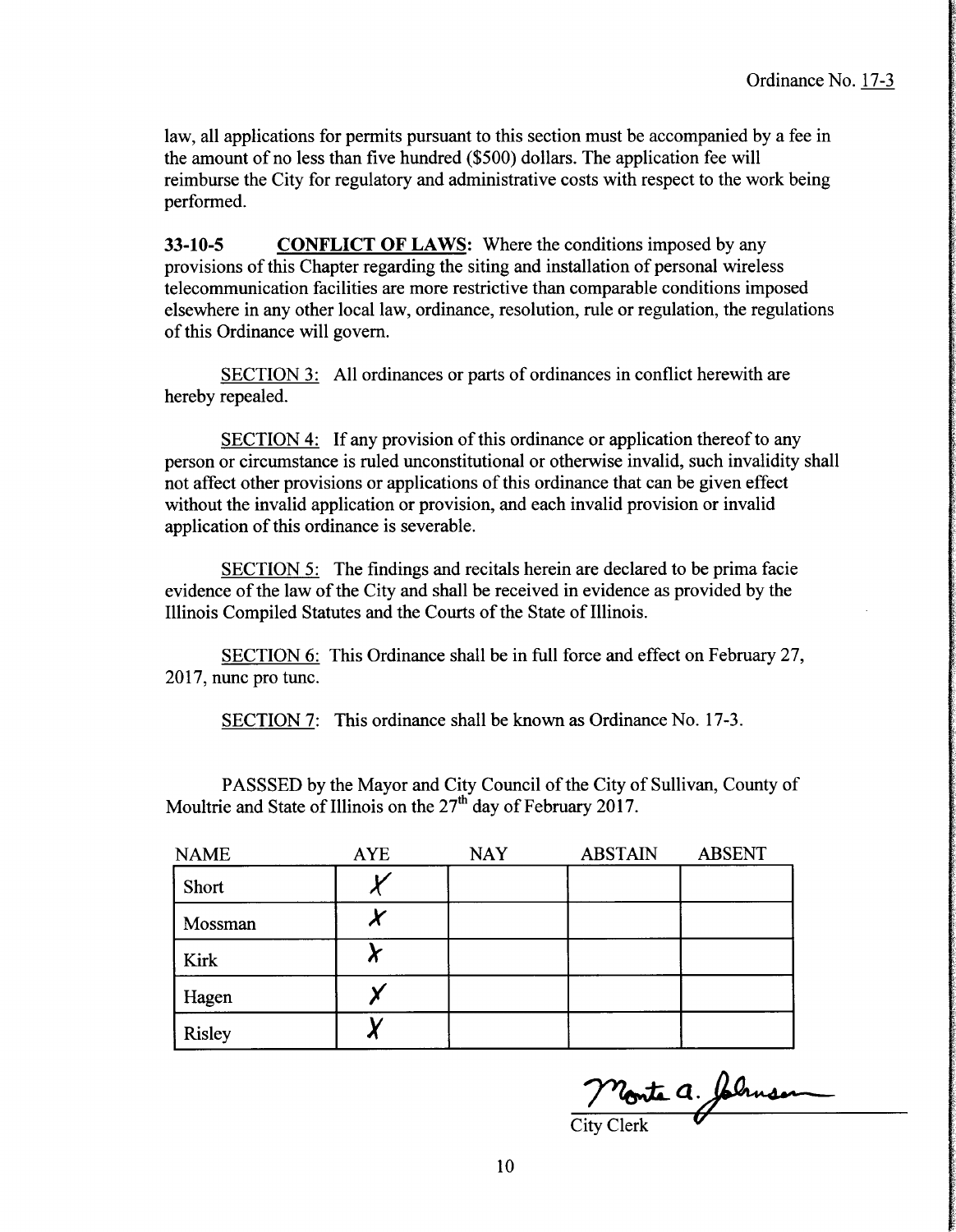law, all applications for permits pursuant to this section must be accompanied by a fee in the amount of no less than five hundred ($500) dollars. The application fee will reimburse the City for regulatory and administrative costs with respect to the work being performed.

**33-10-5** **CONFLICT OF LAWS:** Where the conditions imposed by any provisions of this Chapter regarding the siting and installation of personal wireless telecommunication facilities are more restrictive than comparable conditions imposed elsewhere in any other local law, ordinance, resolution, rule or regulation, the regulations of this Ordinance will govern.

SECTION 3: All ordinances or parts of ordinances in conflict herewith are hereby repealed.

SECTION 4: If any provision of this ordinance or application thereof to any person or circumstance is ruled unconstitutional or otherwise invalid, such invalidity shall not affect other provisions or applications of this ordinance that can be given effect without the invalid application or provision, and each invalid provision or invalid application of this ordinance is severable.

SECTION 5: The findings and recitals herein are declared to be prima facie evidence of the law of the City and shall be received in evidence as provided by the Illinois Compiled Statutes and the Courts of the State of Illinois.

SECTION 6: This Ordinance shall be in full force and effect on February 27, 2017, nunc pro tunc.

SECTION 7: This ordinance shall be known as Ordinance No. 17-3.

PASSSED by the Mayor and City Council of the City of Sullivan, County of Moultrie and State of Illinois on the 27th day of February 2017.

| NAME | AYE | NAY | ABSTAIN | ABSENT |
|---|---|---|---|---|
| Short | X | | | |
| Mossman | X | | | |
| Kirk | X | | | |
| Hagen | X | | | |
| Risley | X | | | |

Monte A. Johnson
City Clerk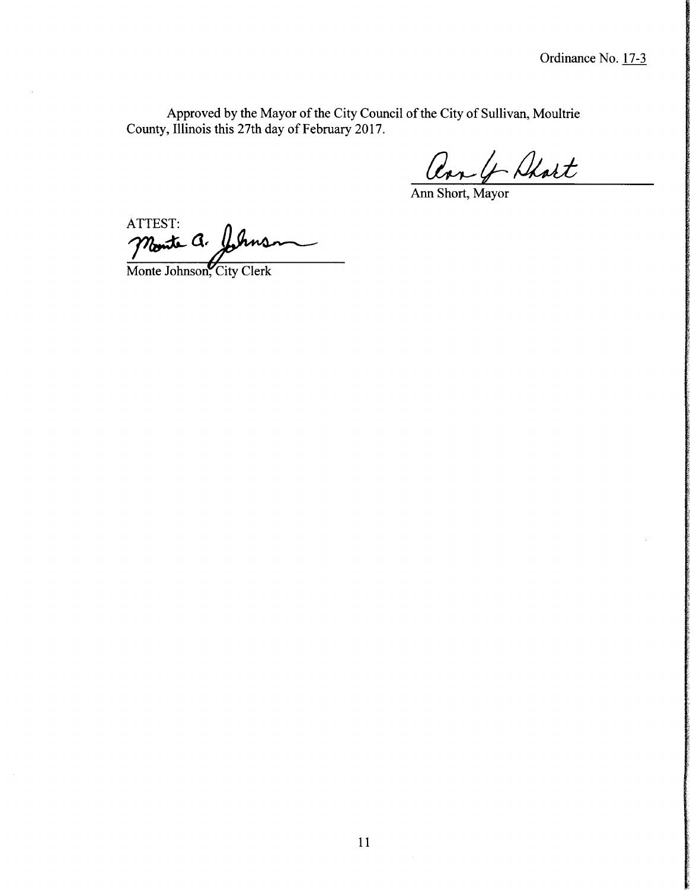Ordinance No. 17-3

Approved by the Mayor of the City Council of the City of Sullivan, Moultrie County, Illinois this 27th day of February 2017.

Ann Short, Mayor

ATTEST:

Monte Johnson, City Clerk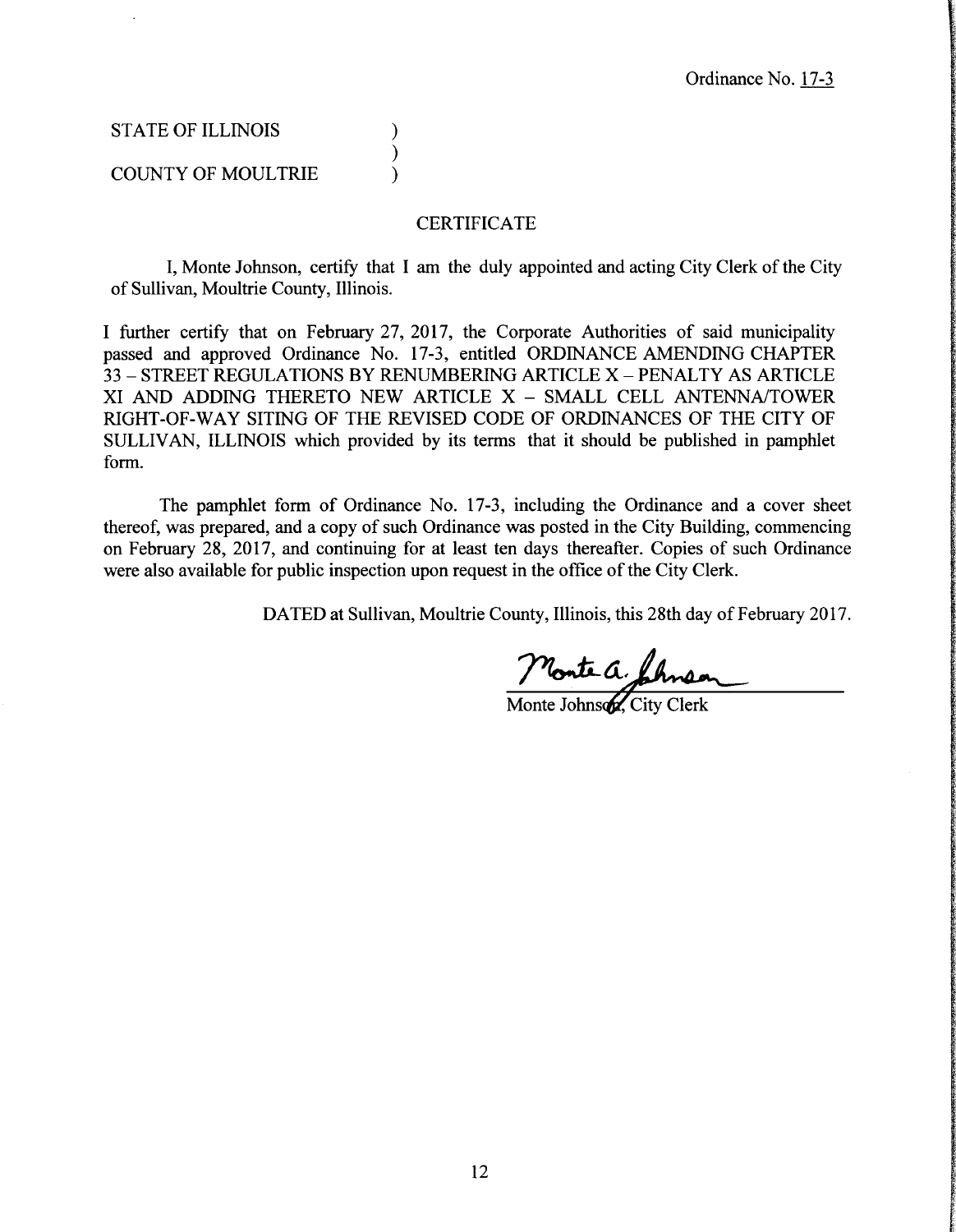Ordinance No. 17-3

STATE OF ILLINOIS )
 )
COUNTY OF MOULTRIE )

## CERTIFICATE

I, Monte Johnson, certify that I am the duly appointed and acting City Clerk of the City of Sullivan, Moultrie County, Illinois.

I further certify that on February 27, 2017, the Corporate Authorities of said municipality passed and approved Ordinance No. 17-3, entitled ORDINANCE AMENDING CHAPTER 33 – STREET REGULATIONS BY RENUMBERING ARTICLE X – PENALTY AS ARTICLE XI AND ADDING THERETO NEW ARTICLE X – SMALL CELL ANTENNA/TOWER RIGHT-OF-WAY SITING OF THE REVISED CODE OF ORDINANCES OF THE CITY OF SULLIVAN, ILLINOIS which provided by its terms that it should be published in pamphlet form.

The pamphlet form of Ordinance No. 17-3, including the Ordinance and a cover sheet thereof, was prepared, and a copy of such Ordinance was posted in the City Building, commencing on February 28, 2017, and continuing for at least ten days thereafter. Copies of such Ordinance were also available for public inspection upon request in the office of the City Clerk.

DATED at Sullivan, Moultrie County, Illinois, this 28th day of February 2017.

Monte A. Johnson

Monte Johnson, City Clerk